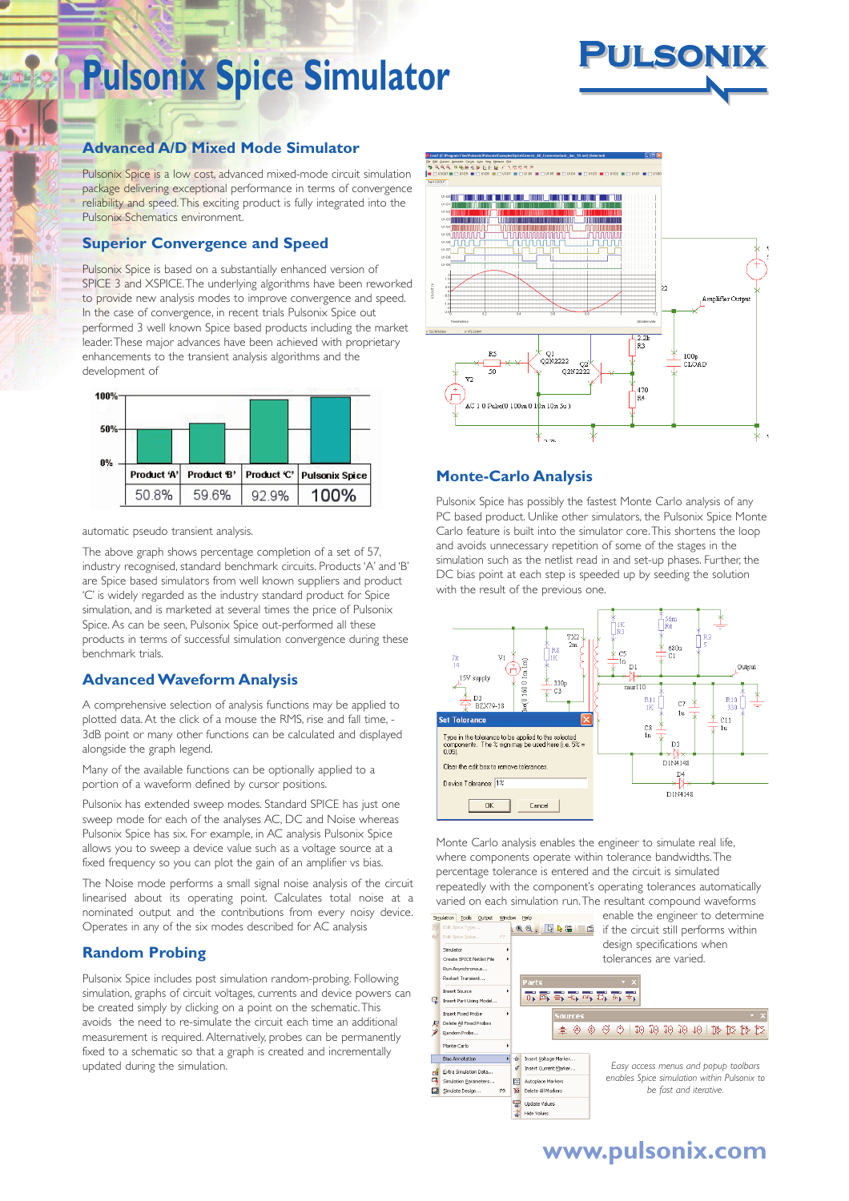# Pulsonix Spice Simulator

## Advanced A/D Mixed Mode Simulator

Pulsonix Spice is a low cost, advanced mixed-mode circuit simulation package delivering exceptional performance in terms of convergence reliability and speed. This exciting product is fully integrated into the Pulsonix Schematics environment.

## Superior Convergence and Speed

Pulsonix Spice is based on a substantially enhanced version of SPICE 3 and XSPICE. The underlying algorithms have been reworked to provide new analysis modes to improve convergence and speed. In the case of convergence, in recent trials Pulsonix Spice out performed 3 well known Spice based products including the market leader. These major advances have been achieved with proprietary enhancements to the transient analysis algorithms and the development of automatic pseudo transient analysis.

| Product 'A' | Product 'B' | Product 'C' | Pulsonix Spice |
|---|---|---|---|
| 50.8% | 59.6% | 92.9% | 100% |

The above graph shows percentage completion of a set of 57, industry recognised, standard benchmark circuits. Products 'A' and 'B' are Spice based simulators from well known suppliers and product 'C' is widely regarded as the industry standard product for Spice simulation, and is marketed at several times the price of Pulsonix Spice. As can be seen, Pulsonix Spice out-performed all these products in terms of successful simulation convergence during these benchmark trials.

## Advanced Waveform Analysis

A comprehensive selection of analysis functions may be applied to plotted data. At the click of a mouse the RMS, rise and fall time, -3dB point or many other functions can be calculated and displayed alongside the graph legend.

Many of the available functions can be optionally applied to a portion of a waveform defined by cursor positions.

Pulsonix has extended sweep modes. Standard SPICE has just one sweep mode for each of the analyses AC, DC and Noise whereas Pulsonix Spice has six. For example, in AC analysis Pulsonix Spice allows you to sweep a device value such as a voltage source at a fixed frequency so you can plot the gain of an amplifier vs bias.

The Noise mode performs a small signal noise analysis of the circuit linearised about its operating point. Calculates total noise at a nominated output and the contributions from every noisy device. Operates in any of the six modes described for AC analysis

## Random Probing

Pulsonix Spice includes post simulation random-probing. Following simulation, graphs of circuit voltages, currents and device powers can be created simply by clicking on a point on the schematic. This avoids the need to re-simulate the circuit each time an additional measurement is required. Alternatively, probes can be permanently fixed to a schematic so that a graph is created and incrementally updated during the simulation.

## Monte-Carlo Analysis

Pulsonix Spice has possibly the fastest Monte Carlo analysis of any PC based product. Unlike other simulators, the Pulsonix Spice Monte Carlo feature is built into the simulator core. This shortens the loop and avoids unnecessary repetition of some of the stages in the simulation such as the netlist read in and set-up phases. Further, the DC bias point at each step is speeded up by seeding the solution with the result of the previous one.

Monte Carlo analysis enables the engineer to simulate real life, where components operate within tolerance bandwidths. The percentage tolerance is entered and the circuit is simulated repeatedly with the component's operating tolerances automatically varied on each simulation run. The resultant compound waveforms enable the engineer to determine if the circuit still performs within design specifications when tolerances are varied.

*Easy access menus and popup toolbars enables Spice simulation within Pulsonix to be fast and iterative.*

www.pulsonix.com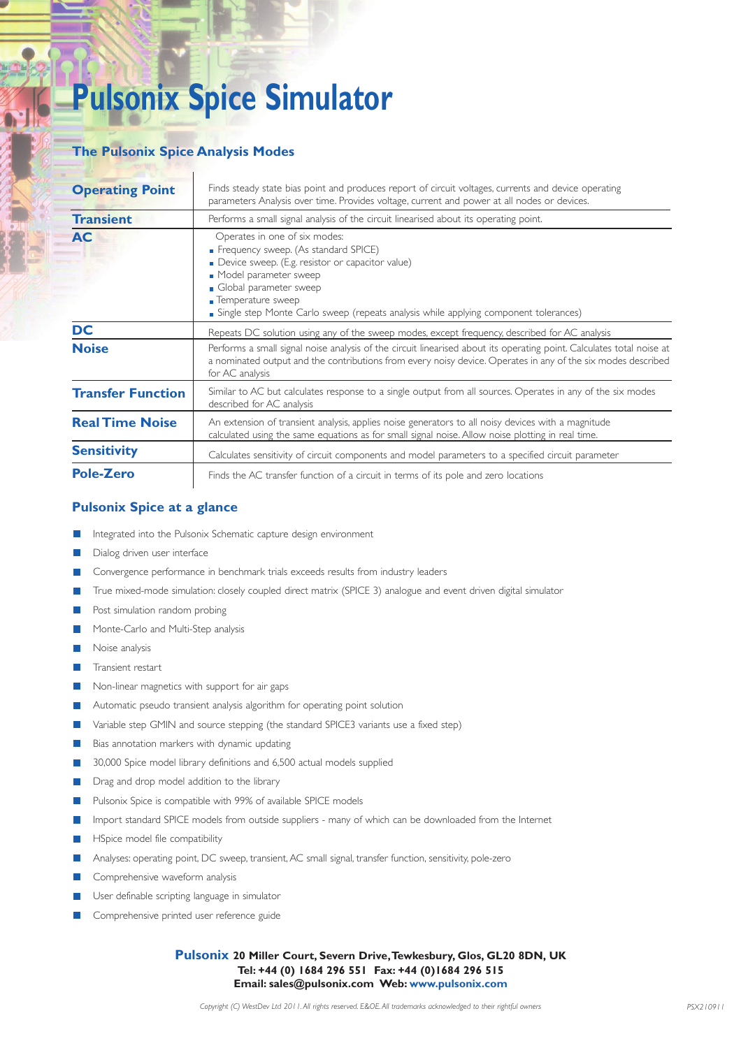# Pulsonix Spice Simulator

## The Pulsonix Spice Analysis Modes

| | |
|---|---|
| **Operating Point** | Finds steady state bias point and produces report of circuit voltages, currents and device operating parameters Analysis over time. Provides voltage, current and power at all nodes or devices. |
| **Transient** | Performs a small signal analysis of the circuit linearised about its operating point. |
| **AC** | Operates in one of six modes:<br>▪ Frequency sweep. (As standard SPICE)<br>▪ Device sweep. (E.g. resistor or capacitor value)<br>▪ Model parameter sweep<br>▪ Global parameter sweep<br>▪ Temperature sweep<br>▪ Single step Monte Carlo sweep (repeats analysis while applying component tolerances) |
| **DC** | Repeats DC solution using any of the sweep modes, except frequency, described for AC analysis |
| **Noise** | Performs a small signal noise analysis of the circuit linearised about its operating point. Calculates total noise at a nominated output and the contributions from every noisy device. Operates in any of the six modes described for AC analysis |
| **Transfer Function** | Similar to AC but calculates response to a single output from all sources. Operates in any of the six modes described for AC analysis |
| **Real Time Noise** | An extension of transient analysis, applies noise generators to all noisy devices with a magnitude calculated using the same equations as for small signal noise. Allow noise plotting in real time. |
| **Sensitivity** | Calculates sensitivity of circuit components and model parameters to a specified circuit parameter |
| **Pole-Zero** | Finds the AC transfer function of a circuit in terms of its pole and zero locations |

## Pulsonix Spice at a glance

- Integrated into the Pulsonix Schematic capture design environment
- Dialog driven user interface
- Convergence performance in benchmark trials exceeds results from industry leaders
- True mixed-mode simulation: closely coupled direct matrix (SPICE 3) analogue and event driven digital simulator
- Post simulation random probing
- Monte-Carlo and Multi-Step analysis
- Noise analysis
- Transient restart
- Non-linear magnetics with support for air gaps
- Automatic pseudo transient analysis algorithm for operating point solution
- Variable step GMIN and source stepping (the standard SPICE3 variants use a fixed step)
- Bias annotation markers with dynamic updating
- 30,000 Spice model library definitions and 6,500 actual models supplied
- Drag and drop model addition to the library
- Pulsonix Spice is compatible with 99% of available SPICE models
- Import standard SPICE models from outside suppliers - many of which can be downloaded from the Internet
- HSpice model file compatibility
- Analyses: operating point, DC sweep, transient, AC small signal, transfer function, sensitivity, pole-zero
- Comprehensive waveform analysis
- User definable scripting language in simulator
- Comprehensive printed user reference guide

**Pulsonix 20 Miller Court, Severn Drive, Tewkesbury, Glos, GL20 8DN, UK**
**Tel: +44 (0) 1684 296 551 Fax: +44 (0)1684 296 515**
**Email: sales@pulsonix.com Web: www.pulsonix.com**

*Copyright (C) WestDev Ltd 2011. All rights reserved. E&OE. All trademarks acknowledged to their rightful owners*

PSX210911